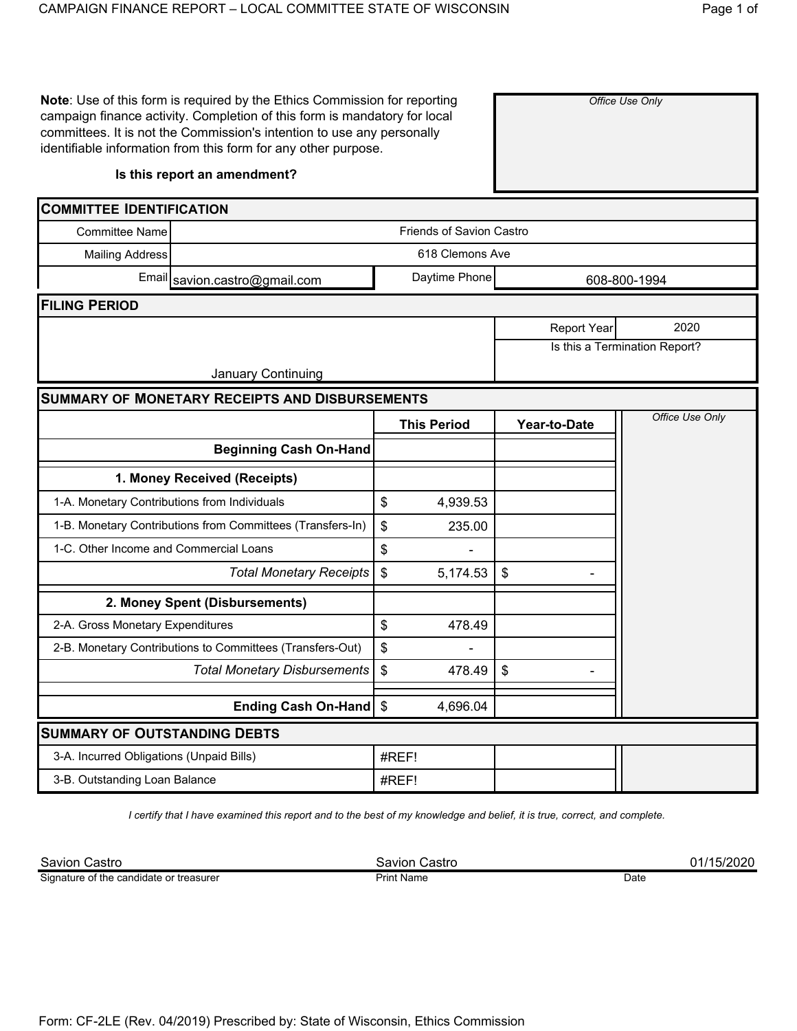**Note**: Use of this form is required by the Ethics Commission for reporting campaign finance activity. Completion of this form is mandatory for local committees. It is not the Commission's intention to use any personally identifiable information from this form for any other purpose.

**Is this report an amendment?**

*Office Use Only*

## COMMITTEE IDENTIFICATION

| | |
|---|---|
| Committee Name | Friends of Savion Castro |
| Mailing Address | 618 Clemons Ave |
| Email | savion.castro@gmail.com |
| Daytime Phone | 608-800-1994 |

## FILING PERIOD

| | | |
|---|---|---|
| January Continuing | Report Year | 2020 |
| | Is this a Termination Report? | |

## SUMMARY OF MONETARY RECEIPTS AND DISBURSEMENTS

| | This Period | Year-to-Date |
|---|---|---|
| **Beginning Cash On-Hand** | | |
| **1. Money Received (Receipts)** | | |
| 1-A. Monetary Contributions from Individuals | $ 4,939.53 | |
| 1-B. Monetary Contributions from Committees (Transfers-In) | $ 235.00 | |
| 1-C. Other Income and Commercial Loans | $ - | |
| *Total Monetary Receipts* | $ 5,174.53 | $ - |
| **2. Money Spent (Disbursements)** | | |
| 2-A. Gross Monetary Expenditures | $ 478.49 | |
| 2-B. Monetary Contributions to Committees (Transfers-Out) | $ - | |
| *Total Monetary Disbursements* | $ 478.49 | $ - |
| **Ending Cash On-Hand** | $ 4,696.04 | |

*Office Use Only*

## SUMMARY OF OUTSTANDING DEBTS

| | | |
|---|---|---|
| 3-A. Incurred Obligations (Unpaid Bills) | #REF! | |
| 3-B. Outstanding Loan Balance | #REF! | |

*I certify that I have examined this report and to the best of my knowledge and belief, it is true, correct, and complete.*

| Signature of the candidate or treasurer | Print Name | Date |
|---|---|---|
| Savion Castro | Savion Castro | 01/15/2020 |

Form: CF-2LE (Rev. 04/2019) Prescribed by: State of Wisconsin, Ethics Commission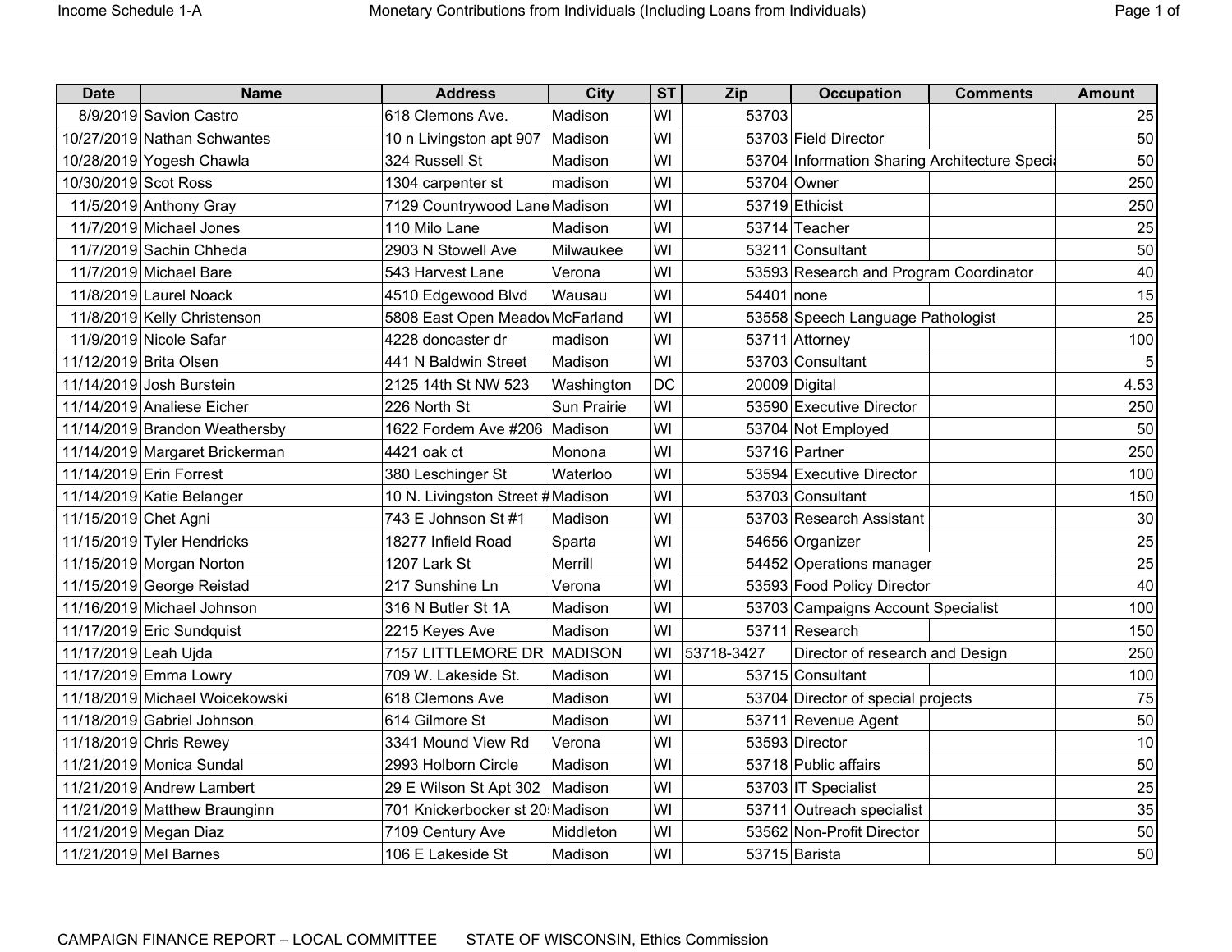| Date | Name | Address | City | ST | Zip | Occupation | Comments | Amount |
|---|---|---|---|---|---|---|---|---|
| 8/9/2019 | Savion Castro | 618 Clemons Ave. | Madison | WI | 53703 | | | 25 |
| 10/27/2019 | Nathan Schwantes | 10 n Livingston apt 907 | Madison | WI | 53703 | Field Director | | 50 |
| 10/28/2019 | Yogesh Chawla | 324 Russell St | Madison | WI | 53704 | Information Sharing Architecture Speci | | 50 |
| 10/30/2019 | Scot Ross | 1304 carpenter st | madison | WI | 53704 | Owner | | 250 |
| 11/5/2019 | Anthony Gray | 7129 Countrywood Lane | Madison | WI | 53719 | Ethicist | | 250 |
| 11/7/2019 | Michael Jones | 110 Milo Lane | Madison | WI | 53714 | Teacher | | 25 |
| 11/7/2019 | Sachin Chheda | 2903 N Stowell Ave | Milwaukee | WI | 53211 | Consultant | | 50 |
| 11/7/2019 | Michael Bare | 543 Harvest Lane | Verona | WI | 53593 | Research and Program Coordinator | | 40 |
| 11/8/2019 | Laurel Noack | 4510 Edgewood Blvd | Wausau | WI | 54401 | none | | 15 |
| 11/8/2019 | Kelly Christenson | 5808 East Open Meadov | McFarland | WI | 53558 | Speech Language Pathologist | | 25 |
| 11/9/2019 | Nicole Safar | 4228 doncaster dr | madison | WI | 53711 | Attorney | | 100 |
| 11/12/2019 | Brita Olsen | 441 N Baldwin Street | Madison | WI | 53703 | Consultant | | 5 |
| 11/14/2019 | Josh Burstein | 2125 14th St NW 523 | Washington | DC | 20009 | Digital | | 4.53 |
| 11/14/2019 | Analiese Eicher | 226 North St | Sun Prairie | WI | 53590 | Executive Director | | 250 |
| 11/14/2019 | Brandon Weathersby | 1622 Fordem Ave #206 | Madison | WI | 53704 | Not Employed | | 50 |
| 11/14/2019 | Margaret Brickerman | 4421 oak ct | Monona | WI | 53716 | Partner | | 250 |
| 11/14/2019 | Erin Forrest | 380 Leschinger St | Waterloo | WI | 53594 | Executive Director | | 100 |
| 11/14/2019 | Katie Belanger | 10 N. Livingston Street # | Madison | WI | 53703 | Consultant | | 150 |
| 11/15/2019 | Chet Agni | 743 E Johnson St #1 | Madison | WI | 53703 | Research Assistant | | 30 |
| 11/15/2019 | Tyler Hendricks | 18277 Infield Road | Sparta | WI | 54656 | Organizer | | 25 |
| 11/15/2019 | Morgan Norton | 1207 Lark St | Merrill | WI | 54452 | Operations manager | | 25 |
| 11/15/2019 | George Reistad | 217 Sunshine Ln | Verona | WI | 53593 | Food Policy Director | | 40 |
| 11/16/2019 | Michael Johnson | 316 N Butler St 1A | Madison | WI | 53703 | Campaigns Account Specialist | | 100 |
| 11/17/2019 | Eric Sundquist | 2215 Keyes Ave | Madison | WI | 53711 | Research | | 150 |
| 11/17/2019 | Leah Ujda | 7157 LITTLEMORE DR | MADISON | WI | 53718-3427 | Director of research and Design | | 250 |
| 11/17/2019 | Emma Lowry | 709 W. Lakeside St. | Madison | WI | 53715 | Consultant | | 100 |
| 11/18/2019 | Michael Woicekowski | 618 Clemons Ave | Madison | WI | 53704 | Director of special projects | | 75 |
| 11/18/2019 | Gabriel Johnson | 614 Gilmore St | Madison | WI | 53711 | Revenue Agent | | 50 |
| 11/18/2019 | Chris Rewey | 3341 Mound View Rd | Verona | WI | 53593 | Director | | 10 |
| 11/21/2019 | Monica Sundal | 2993 Holborn Circle | Madison | WI | 53718 | Public affairs | | 50 |
| 11/21/2019 | Andrew Lambert | 29 E Wilson St Apt 302 | Madison | WI | 53703 | IT Specialist | | 25 |
| 11/21/2019 | Matthew Braunginn | 701 Knickerbocker st 20 | Madison | WI | 53711 | Outreach specialist | | 35 |
| 11/21/2019 | Megan Diaz | 7109 Century Ave | Middleton | WI | 53562 | Non-Profit Director | | 50 |
| 11/21/2019 | Mel Barnes | 106 E Lakeside St | Madison | WI | 53715 | Barista | | 50 |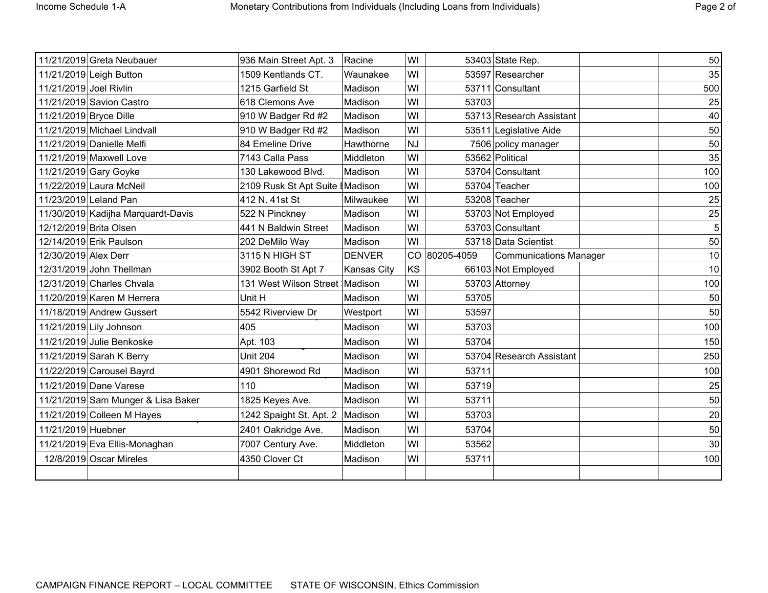| | | | | | | | | |
|---|---|---|---|---|---|---|---|---|
| 11/21/2019 | Greta Neubauer | 936 Main Street Apt. 3 | Racine | WI | 53403 | State Rep. | | 50 |
| 11/21/2019 | Leigh Button | 1509 Kentlands CT. | Waunakee | WI | 53597 | Researcher | | 35 |
| 11/21/2019 | Joel Rivlin | 1215 Garfield St | Madison | WI | 53711 | Consultant | | 500 |
| 11/21/2019 | Savion Castro | 618 Clemons Ave | Madison | WI | 53703 | | | 25 |
| 11/21/2019 | Bryce Dille | 910 W Badger Rd #2 | Madison | WI | 53713 | Research Assistant | | 40 |
| 11/21/2019 | Michael Lindvall | 910 W Badger Rd #2 | Madison | WI | 53511 | Legislative Aide | | 50 |
| 11/21/2019 | Danielle Melfi | 84 Emeline Drive | Hawthorne | NJ | 7506 | policy manager | | 50 |
| 11/21/2019 | Maxwell Love | 7143 Calla Pass | Middleton | WI | 53562 | Political | | 35 |
| 11/21/2019 | Gary Goyke | 130 Lakewood Blvd. | Madison | WI | 53704 | Consultant | | 100 |
| 11/22/2019 | Laura McNeil | 2109 Rusk St Apt Suite I | Madison | WI | 53704 | Teacher | | 100 |
| 11/23/2019 | Leland Pan | 412 N. 41st St | Milwaukee | WI | 53208 | Teacher | | 25 |
| 11/30/2019 | Kadijha Marquardt-Davis | 522 N Pinckney | Madison | WI | 53703 | Not Employed | | 25 |
| 12/12/2019 | Brita Olsen | 441 N Baldwin Street | Madison | WI | 53703 | Consultant | | 5 |
| 12/14/2019 | Erik Paulson | 202 DeMilo Way | Madison | WI | 53718 | Data Scientist | | 50 |
| 12/30/2019 | Alex Derr | 3115 N HIGH ST | DENVER | CO | 80205-4059 | Communications Manager | | 10 |
| 12/31/2019 | John Thellman | 3902 Booth St Apt 7 | Kansas City | KS | 66103 | Not Employed | | 10 |
| 12/31/2019 | Charles Chvala | 131 West Wilson Street | Madison | WI | 53703 | Attorney | | 100 |
| 11/20/2019 | Karen M Herrera | Unit H | Madison | WI | 53705 | | | 50 |
| 11/18/2019 | Andrew Gussert | 5542 Riverview Dr | Westport | WI | 53597 | | | 50 |
| 11/21/2019 | Lily Johnson | 405 | Madison | WI | 53703 | | | 100 |
| 11/21/2019 | Julie Benkoske | Apt. 103 | Madison | WI | 53704 | | | 150 |
| 11/21/2019 | Sarah K Berry | Unit 204 | Madison | WI | 53704 | Research Assistant | | 250 |
| 11/22/2019 | Carousel Bayrd | 4901 Shorewod Rd | Madison | WI | 53711 | | | 100 |
| 11/21/2019 | Dane Varese | 110 | Madison | WI | 53719 | | | 25 |
| 11/21/2019 | Sam Munger & Lisa Baker | 1825 Keyes Ave. | Madison | WI | 53711 | | | 50 |
| 11/21/2019 | Colleen M Hayes | 1242 Spaight St. Apt. 2 | Madison | WI | 53703 | | | 20 |
| 11/21/2019 | Huebner | 2401 Oakridge Ave. | Madison | WI | 53704 | | | 50 |
| 11/21/2019 | Eva Ellis-Monaghan | 7007 Century Ave. | Middleton | WI | 53562 | | | 30 |
| 12/8/2019 | Oscar Mireles | 4350 Clover Ct | Madison | WI | 53711 | | | 100 |
| | | | | | | | | |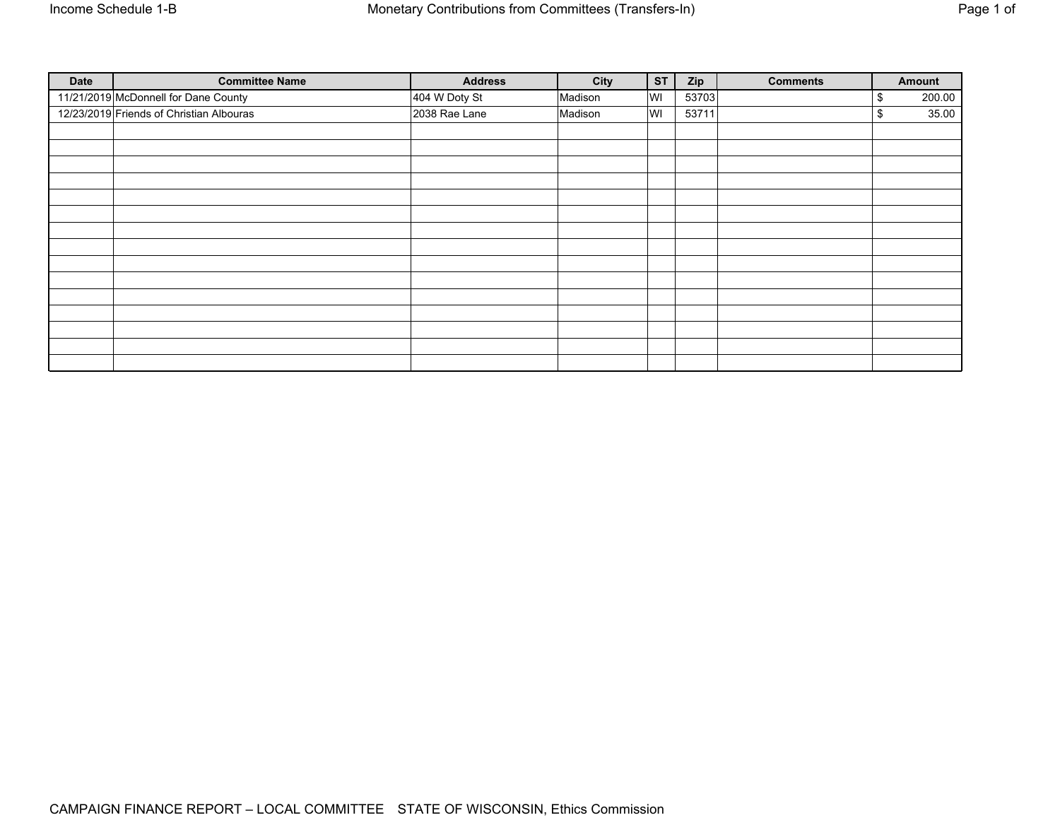# Income Schedule 1-B

## Monetary Contributions from Committees (Transfers-In)

| Date | Committee Name | Address | City | ST | Zip | Comments | Amount |
|---|---|---|---|---|---|---|---|
| 11/21/2019 | McDonnell for Dane County | 404 W Doty St | Madison | WI | 53703 | | $ 200.00 |
| 12/23/2019 | Friends of Christian Albouras | 2038 Rae Lane | Madison | WI | 53711 | | $ 35.00 |
| | | | | | | | |
| | | | | | | | |
| | | | | | | | |
| | | | | | | | |
| | | | | | | | |
| | | | | | | | |
| | | | | | | | |
| | | | | | | | |
| | | | | | | | |
| | | | | | | | |
| | | | | | | | |
| | | | | | | | |
| | | | | | | | |
| | | | | | | | |
| | | | | | | | |

CAMPAIGN FINANCE REPORT – LOCAL COMMITTEE STATE OF WISCONSIN, Ethics Commission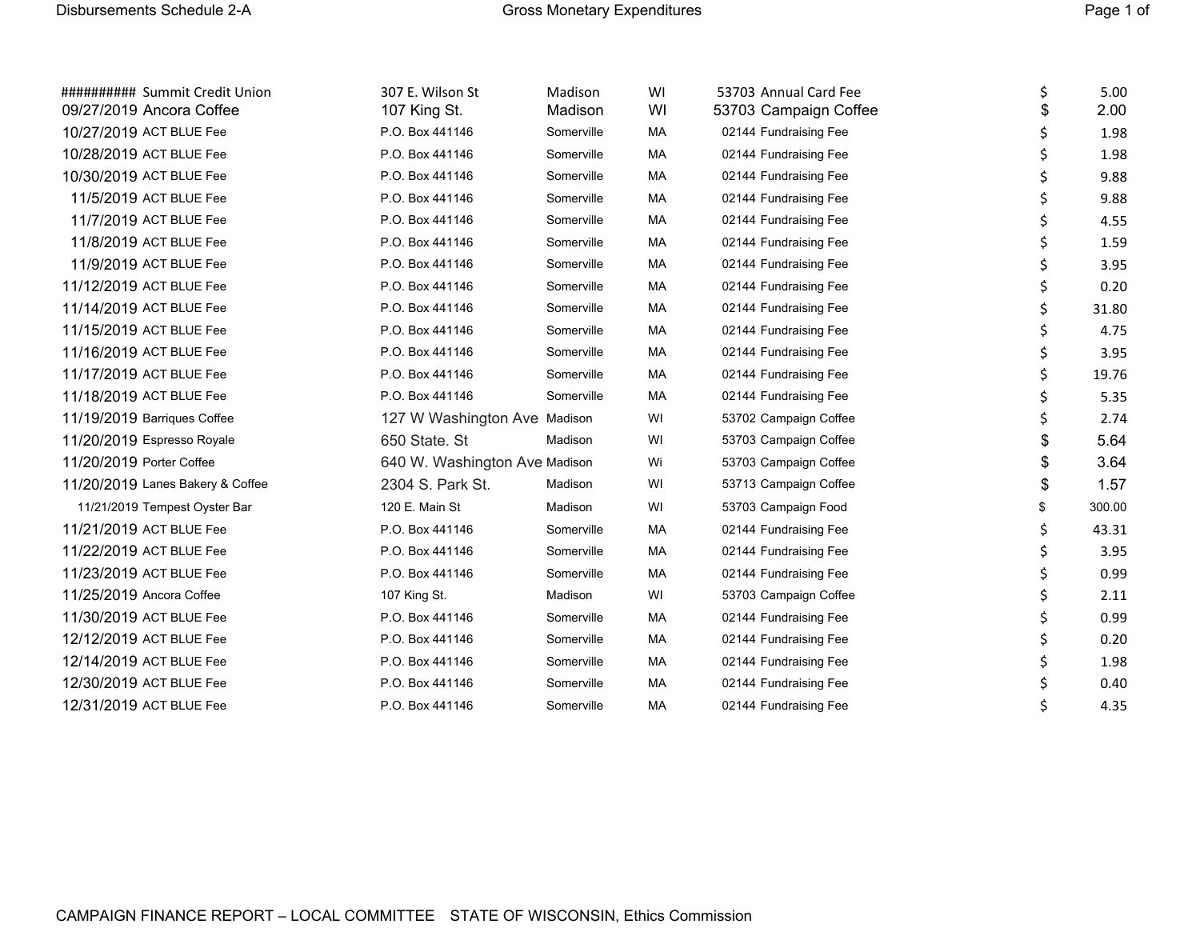# Disbursements Schedule 2-A

## Gross Monetary Expenditures

| | | | | | | | |
|---|---|---|---|---|---|---|---|
| ########## | Summit Credit Union | 307 E. Wilson St | Madison | WI | 53703 | Annual Card Fee | $ 5.00 |
| 09/27/2019 | Ancora Coffee | 107 King St. | Madison | WI | 53703 | Campaign Coffee | $ 2.00 |
| 10/27/2019 | ACT BLUE Fee | P.O. Box 441146 | Somerville | MA | 02144 | Fundraising Fee | $ 1.98 |
| 10/28/2019 | ACT BLUE Fee | P.O. Box 441146 | Somerville | MA | 02144 | Fundraising Fee | $ 1.98 |
| 10/30/2019 | ACT BLUE Fee | P.O. Box 441146 | Somerville | MA | 02144 | Fundraising Fee | $ 9.88 |
| 11/5/2019 | ACT BLUE Fee | P.O. Box 441146 | Somerville | MA | 02144 | Fundraising Fee | $ 9.88 |
| 11/7/2019 | ACT BLUE Fee | P.O. Box 441146 | Somerville | MA | 02144 | Fundraising Fee | $ 4.55 |
| 11/8/2019 | ACT BLUE Fee | P.O. Box 441146 | Somerville | MA | 02144 | Fundraising Fee | $ 1.59 |
| 11/9/2019 | ACT BLUE Fee | P.O. Box 441146 | Somerville | MA | 02144 | Fundraising Fee | $ 3.95 |
| 11/12/2019 | ACT BLUE Fee | P.O. Box 441146 | Somerville | MA | 02144 | Fundraising Fee | $ 0.20 |
| 11/14/2019 | ACT BLUE Fee | P.O. Box 441146 | Somerville | MA | 02144 | Fundraising Fee | $ 31.80 |
| 11/15/2019 | ACT BLUE Fee | P.O. Box 441146 | Somerville | MA | 02144 | Fundraising Fee | $ 4.75 |
| 11/16/2019 | ACT BLUE Fee | P.O. Box 441146 | Somerville | MA | 02144 | Fundraising Fee | $ 3.95 |
| 11/17/2019 | ACT BLUE Fee | P.O. Box 441146 | Somerville | MA | 02144 | Fundraising Fee | $ 19.76 |
| 11/18/2019 | ACT BLUE Fee | P.O. Box 441146 | Somerville | MA | 02144 | Fundraising Fee | $ 5.35 |
| 11/19/2019 | Barriques Coffee | 127 W Washington Ave | Madison | WI | 53702 | Campaign Coffee | $ 2.74 |
| 11/20/2019 | Espresso Royale | 650 State. St | Madison | WI | 53703 | Campaign Coffee | $ 5.64 |
| 11/20/2019 | Porter Coffee | 640 W. Washington Ave | Madison | Wi | 53703 | Campaign Coffee | $ 3.64 |
| 11/20/2019 | Lanes Bakery & Coffee | 2304 S. Park St. | Madison | WI | 53713 | Campaign Coffee | $ 1.57 |
| 11/21/2019 | Tempest Oyster Bar | 120 E. Main St | Madison | WI | 53703 | Campaign Food | $ 300.00 |
| 11/21/2019 | ACT BLUE Fee | P.O. Box 441146 | Somerville | MA | 02144 | Fundraising Fee | $ 43.31 |
| 11/22/2019 | ACT BLUE Fee | P.O. Box 441146 | Somerville | MA | 02144 | Fundraising Fee | $ 3.95 |
| 11/23/2019 | ACT BLUE Fee | P.O. Box 441146 | Somerville | MA | 02144 | Fundraising Fee | $ 0.99 |
| 11/25/2019 | Ancora Coffee | 107 King St. | Madison | WI | 53703 | Campaign Coffee | $ 2.11 |
| 11/30/2019 | ACT BLUE Fee | P.O. Box 441146 | Somerville | MA | 02144 | Fundraising Fee | $ 0.99 |
| 12/12/2019 | ACT BLUE Fee | P.O. Box 441146 | Somerville | MA | 02144 | Fundraising Fee | $ 0.20 |
| 12/14/2019 | ACT BLUE Fee | P.O. Box 441146 | Somerville | MA | 02144 | Fundraising Fee | $ 1.98 |
| 12/30/2019 | ACT BLUE Fee | P.O. Box 441146 | Somerville | MA | 02144 | Fundraising Fee | $ 0.40 |
| 12/31/2019 | ACT BLUE Fee | P.O. Box 441146 | Somerville | MA | 02144 | Fundraising Fee | $ 4.35 |

CAMPAIGN FINANCE REPORT – LOCAL COMMITTEE STATE OF WISCONSIN, Ethics Commission